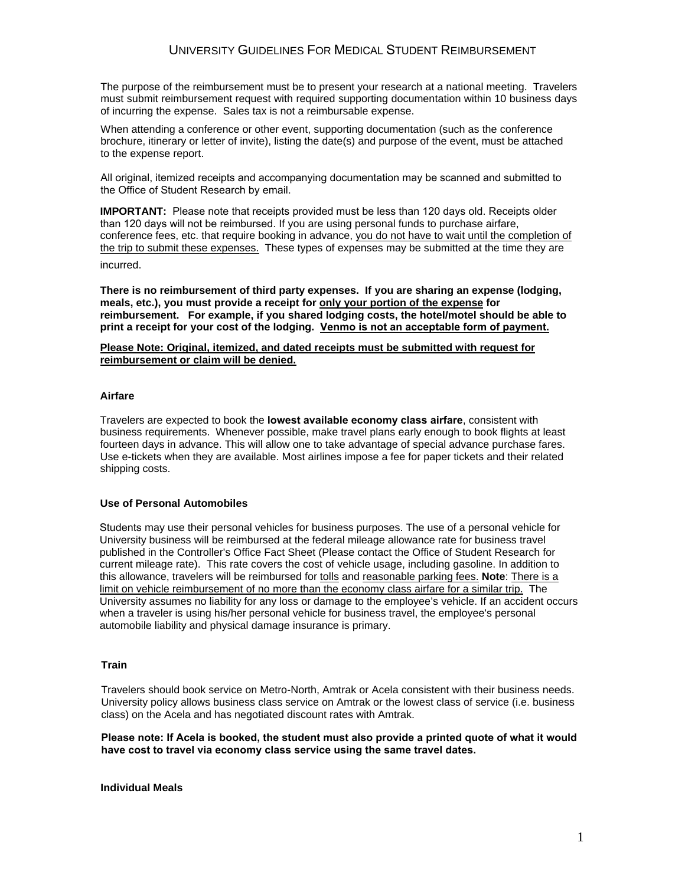# UNIVERSITY GUIDELINES FOR MEDICAL STUDENT REIMBURSEMENT

The purpose of the reimbursement must be to present your research at a national meeting. Travelers must submit reimbursement request with required supporting documentation within 10 business days of incurring the expense. Sales tax is not a reimbursable expense.

When attending a conference or other event, supporting documentation (such as the conference brochure, itinerary or letter of invite), listing the date(s) and purpose of the event, must be attached to the expense report.

All original, itemized receipts and accompanying documentation may be scanned and submitted to the Office of Student Research by email.

**IMPORTANT:** Please note that receipts provided must be less than 120 days old. Receipts older than 120 days will not be reimbursed. If you are using personal funds to purchase airfare, conference fees, etc. that require booking in advance, <u>you do not have to wait until the completion of the trip to submit these expenses.</u> These types of expenses may be submitted at the time they are incurred.

**There is no reimbursement of third party expenses. If you are sharing an expense (lodging, meals, etc.), you must provide a receipt for <u>only your portion of the expense</u> for reimbursement. For example, if you shared lodging costs, the hotel/motel should be able to print a receipt for your cost of the lodging. <u>Venmo is not an acceptable form of payment.</u>**

**<u>Please Note: Original, itemized, and dated receipts must be submitted with request for reimbursement or claim will be denied.</u>**

### Airfare

Travelers are expected to book the **lowest available economy class airfare**, consistent with business requirements. Whenever possible, make travel plans early enough to book flights at least fourteen days in advance. This will allow one to take advantage of special advance purchase fares. Use e-tickets when they are available. Most airlines impose a fee for paper tickets and their related shipping costs.

### Use of Personal Automobiles

Students may use their personal vehicles for business purposes. The use of a personal vehicle for University business will be reimbursed at the federal mileage allowance rate for business travel published in the Controller's Office Fact Sheet (Please contact the Office of Student Research for current mileage rate). This rate covers the cost of vehicle usage, including gasoline. In addition to this allowance, travelers will be reimbursed for <u>tolls</u> and <u>reasonable parking fees.</u> **Note**: <u>There is a limit on vehicle reimbursement of no more than the economy class airfare for a similar trip.</u> The University assumes no liability for any loss or damage to the employee's vehicle. If an accident occurs when a traveler is using his/her personal vehicle for business travel, the employee's personal automobile liability and physical damage insurance is primary.

### Train

Travelers should book service on Metro-North, Amtrak or Acela consistent with their business needs. University policy allows business class service on Amtrak or the lowest class of service (i.e. business class) on the Acela and has negotiated discount rates with Amtrak.

**Please note: If Acela is booked, the student must also provide a printed quote of what it would have cost to travel via economy class service using the same travel dates.**

### Individual Meals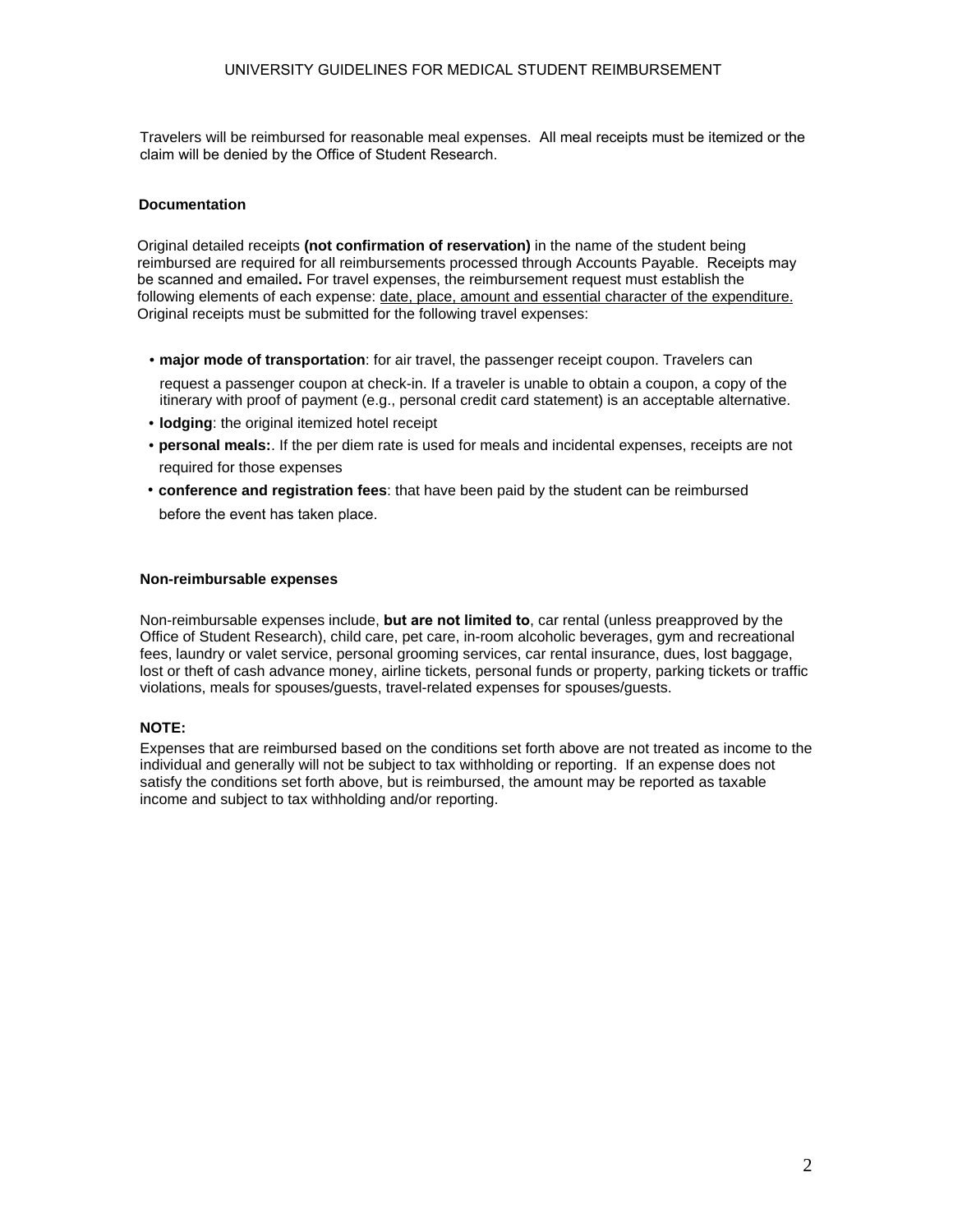Travelers will be reimbursed for reasonable meal expenses. All meal receipts must be itemized or the claim will be denied by the Office of Student Research.

**Documentation**

Original detailed receipts **(not confirmation of reservation)** in the name of the student being reimbursed are required for all reimbursements processed through Accounts Payable. Receipts may be scanned and emailed**.** For travel expenses, the reimbursement request must establish the following elements of each expense: <u>date, place, amount and essential character of the expenditure.</u> Original receipts must be submitted for the following travel expenses:

- **major mode of transportation**: for air travel, the passenger receipt coupon. Travelers can request a passenger coupon at check-in. If a traveler is unable to obtain a coupon, a copy of the itinerary with proof of payment (e.g., personal credit card statement) is an acceptable alternative.
- **lodging**: the original itemized hotel receipt
- **personal meals:**. If the per diem rate is used for meals and incidental expenses, receipts are not required for those expenses
- **conference and registration fees**: that have been paid by the student can be reimbursed before the event has taken place.

**Non-reimbursable expenses**

Non-reimbursable expenses include, **but are not limited to**, car rental (unless preapproved by the Office of Student Research), child care, pet care, in-room alcoholic beverages, gym and recreational fees, laundry or valet service, personal grooming services, car rental insurance, dues, lost baggage, lost or theft of cash advance money, airline tickets, personal funds or property, parking tickets or traffic violations, meals for spouses/guests, travel-related expenses for spouses/guests.

**NOTE:**

Expenses that are reimbursed based on the conditions set forth above are not treated as income to the individual and generally will not be subject to tax withholding or reporting. If an expense does not satisfy the conditions set forth above, but is reimbursed, the amount may be reported as taxable income and subject to tax withholding and/or reporting.